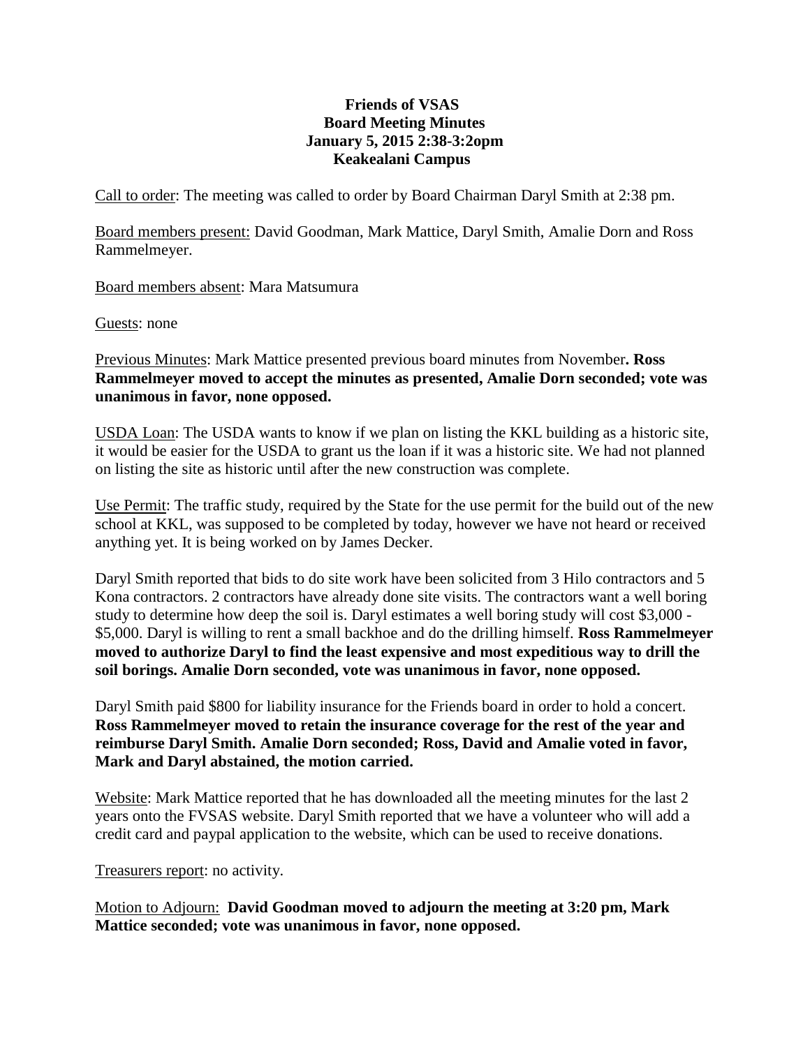# Friends of VSAS
## Board Meeting Minutes
## January 5, 2015 2:38-3:2opm
## Keakealani Campus

Call to order: The meeting was called to order by Board Chairman Daryl Smith at 2:38 pm.

Board members present: David Goodman, Mark Mattice, Daryl Smith, Amalie Dorn and Ross Rammelmeyer.

Board members absent: Mara Matsumura

Guests: none

Previous Minutes: Mark Mattice presented previous board minutes from November**. Ross Rammelmeyer moved to accept the minutes as presented, Amalie Dorn seconded; vote was unanimous in favor, none opposed.**

USDA Loan: The USDA wants to know if we plan on listing the KKL building as a historic site, it would be easier for the USDA to grant us the loan if it was a historic site. We had not planned on listing the site as historic until after the new construction was complete.

Use Permit: The traffic study, required by the State for the use permit for the build out of the new school at KKL, was supposed to be completed by today, however we have not heard or received anything yet. It is being worked on by James Decker.

Daryl Smith reported that bids to do site work have been solicited from 3 Hilo contractors and 5 Kona contractors. 2 contractors have already done site visits. The contractors want a well boring study to determine how deep the soil is. Daryl estimates a well boring study will cost $3,000 - $5,000. Daryl is willing to rent a small backhoe and do the drilling himself. **Ross Rammelmeyer moved to authorize Daryl to find the least expensive and most expeditious way to drill the soil borings. Amalie Dorn seconded, vote was unanimous in favor, none opposed.**

Daryl Smith paid $800 for liability insurance for the Friends board in order to hold a concert. **Ross Rammelmeyer moved to retain the insurance coverage for the rest of the year and reimburse Daryl Smith. Amalie Dorn seconded; Ross, David and Amalie voted in favor, Mark and Daryl abstained, the motion carried.**

Website: Mark Mattice reported that he has downloaded all the meeting minutes for the last 2 years onto the FVSAS website. Daryl Smith reported that we have a volunteer who will add a credit card and paypal application to the website, which can be used to receive donations.

Treasurers report: no activity.

Motion to Adjourn: **David Goodman moved to adjourn the meeting at 3:20 pm, Mark Mattice seconded; vote was unanimous in favor, none opposed.**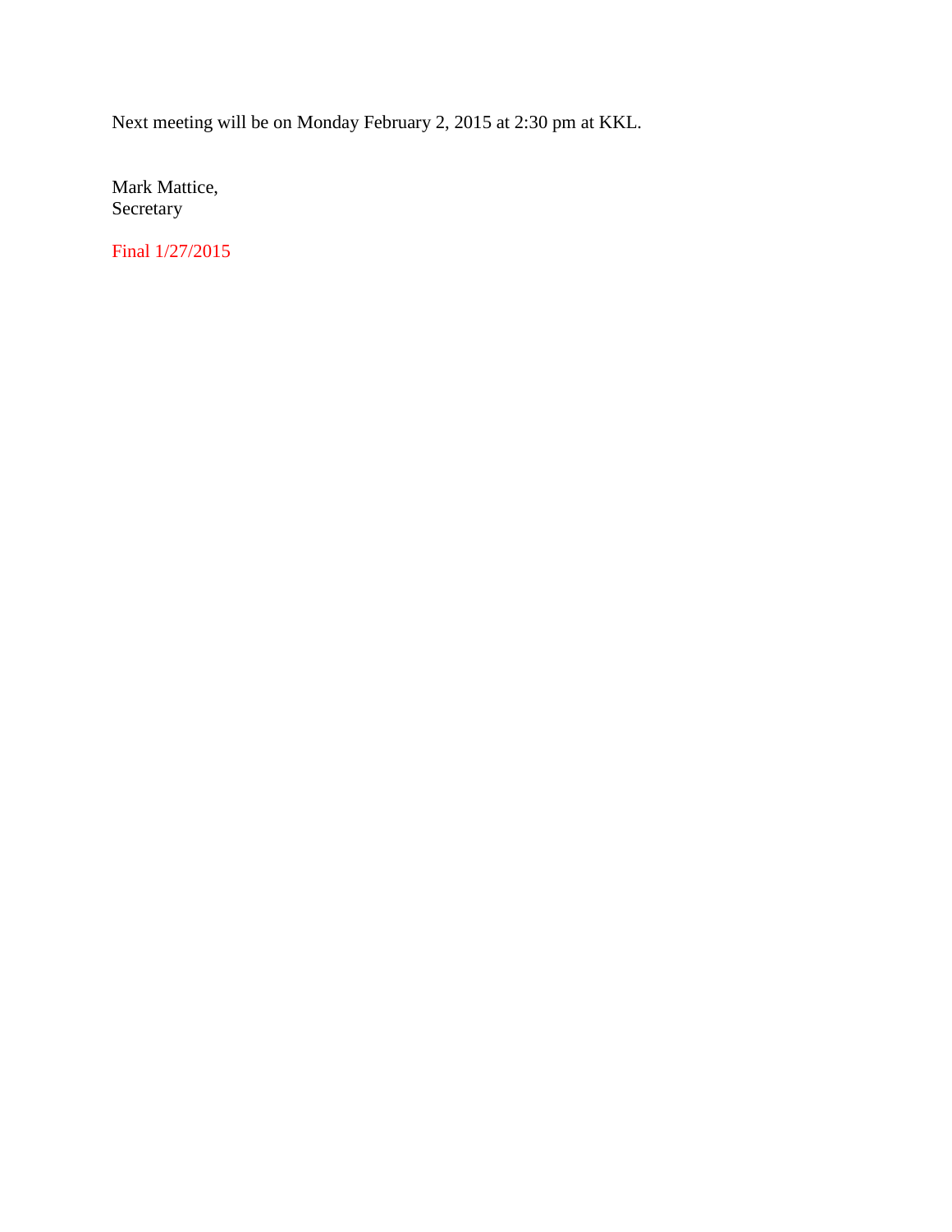Next meeting will be on Monday February 2, 2015 at 2:30 pm at KKL.

Mark Mattice,
Secretary

Final 1/27/2015